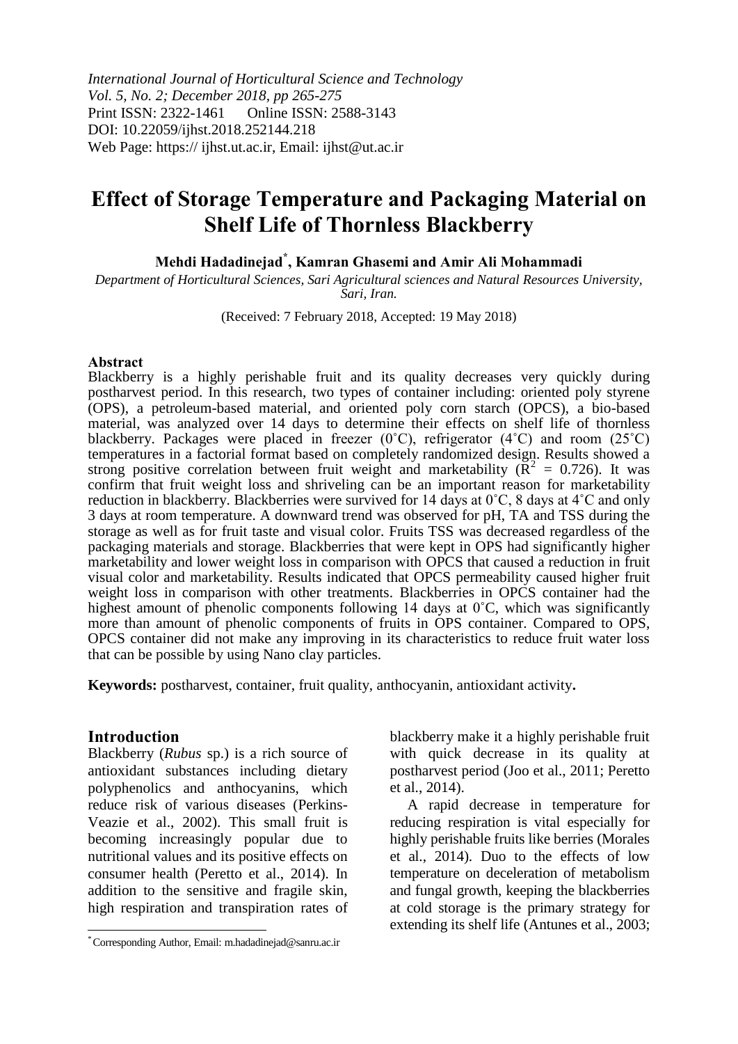*International Journal of Horticultural Science and Technology*
*Vol. 5, No. 2; December 2018, pp 265-275*
Print ISSN: 2322-1461 Online ISSN: 2588-3143
DOI: 10.22059/ijhst.2018.252144.218
Web Page: https:// ijhst.ut.ac.ir, Email: ijhst@ut.ac.ir

# Effect of Storage Temperature and Packaging Material on Shelf Life of Thornless Blackberry

**Mehdi Hadadinejad*, Kamran Ghasemi and Amir Ali Mohammadi**

*Department of Horticultural Sciences, Sari Agricultural sciences and Natural Resources University, Sari, Iran.*

(Received: 7 February 2018, Accepted: 19 May 2018)

**Abstract**

Blackberry is a highly perishable fruit and its quality decreases very quickly during postharvest period. In this research, two types of container including: oriented poly styrene (OPS), a petroleum-based material, and oriented poly corn starch (OPCS), a bio-based material, was analyzed over 14 days to determine their effects on shelf life of thornless blackberry. Packages were placed in freezer (0˚C), refrigerator (4˚C) and room (25˚C) temperatures in a factorial format based on completely randomized design. Results showed a strong positive correlation between fruit weight and marketability ($R^2$ = 0.726). It was confirm that fruit weight loss and shriveling can be an important reason for marketability reduction in blackberry. Blackberries were survived for 14 days at 0˚C, 8 days at 4˚C and only 3 days at room temperature. A downward trend was observed for pH, TA and TSS during the storage as well as for fruit taste and visual color. Fruits TSS was decreased regardless of the packaging materials and storage. Blackberries that were kept in OPS had significantly higher marketability and lower weight loss in comparison with OPCS that caused a reduction in fruit visual color and marketability. Results indicated that OPCS permeability caused higher fruit weight loss in comparison with other treatments. Blackberries in OPCS container had the highest amount of phenolic components following 14 days at 0˚C, which was significantly more than amount of phenolic components of fruits in OPS container. Compared to OPS, OPCS container did not make any improving in its characteristics to reduce fruit water loss that can be possible by using Nano clay particles.

**Keywords:** postharvest, container, fruit quality, anthocyanin, antioxidant activity**.**

## Introduction

Blackberry (*Rubus* sp.) is a rich source of antioxidant substances including dietary polyphenolics and anthocyanins, which reduce risk of various diseases (Perkins-Veazie et al., 2002). This small fruit is becoming increasingly popular due to nutritional values and its positive effects on consumer health (Peretto et al., 2014). In addition to the sensitive and fragile skin, high respiration and transpiration rates of blackberry make it a highly perishable fruit with quick decrease in its quality at postharvest period (Joo et al., 2011; Peretto et al., 2014).

A rapid decrease in temperature for reducing respiration is vital especially for highly perishable fruits like berries (Morales et al., 2014). Duo to the effects of low temperature on deceleration of metabolism and fungal growth, keeping the blackberries at cold storage is the primary strategy for extending its shelf life (Antunes et al., 2003;

* Corresponding Author, Email: m.hadadinejad@sanru.ac.ir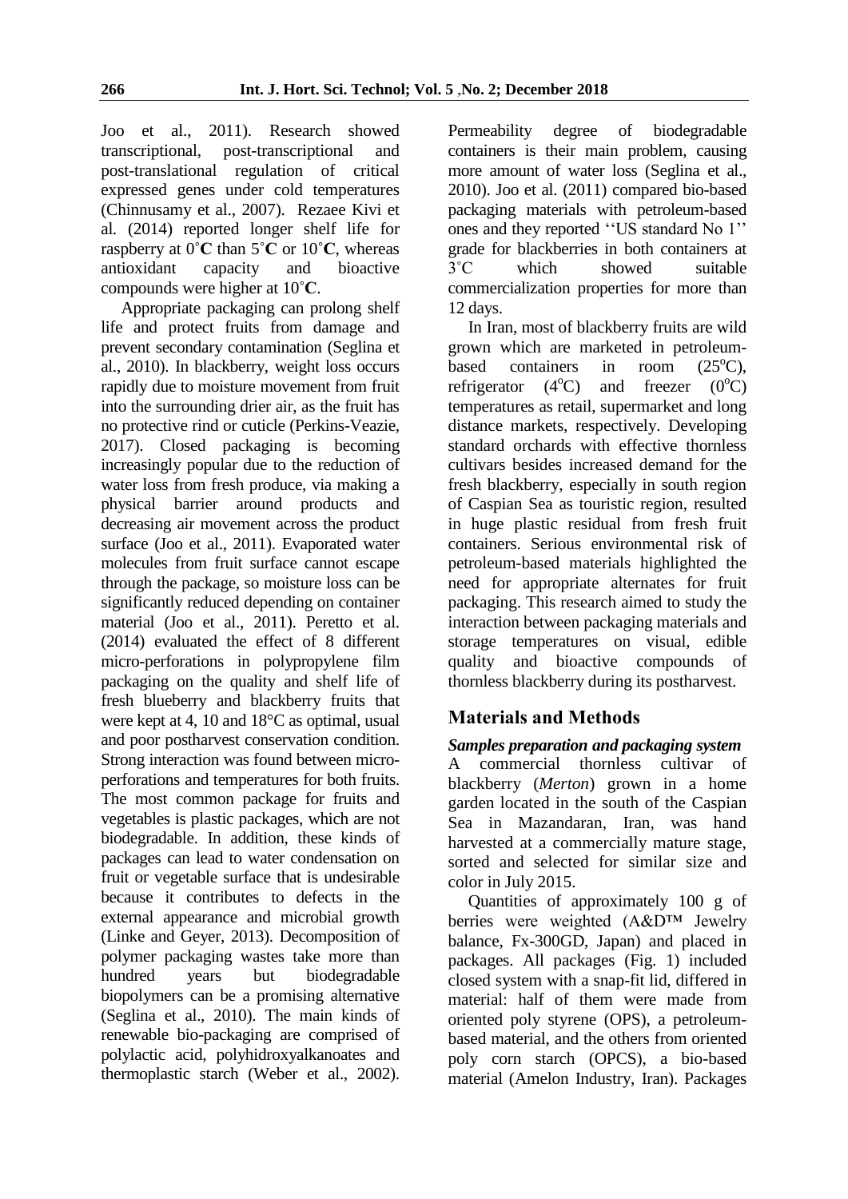Joo et al., 2011). Research showed transcriptional, post-transcriptional and post-translational regulation of critical expressed genes under cold temperatures (Chinnusamy et al., 2007). Rezaee Kivi et al. (2014) reported longer shelf life for raspberry at 0˚**C** than 5˚**C** or 10˚**C**, whereas antioxidant capacity and bioactive compounds were higher at 10˚**C**.

Appropriate packaging can prolong shelf life and protect fruits from damage and prevent secondary contamination (Seglina et al., 2010). In blackberry, weight loss occurs rapidly due to moisture movement from fruit into the surrounding drier air, as the fruit has no protective rind or cuticle (Perkins-Veazie, 2017). Closed packaging is becoming increasingly popular due to the reduction of water loss from fresh produce, via making a physical barrier around products and decreasing air movement across the product surface (Joo et al., 2011). Evaporated water molecules from fruit surface cannot escape through the package, so moisture loss can be significantly reduced depending on container material (Joo et al., 2011). Peretto et al. (2014) evaluated the effect of 8 different micro-perforations in polypropylene film packaging on the quality and shelf life of fresh blueberry and blackberry fruits that were kept at 4, 10 and 18°C as optimal, usual and poor postharvest conservation condition. Strong interaction was found between micro-perforations and temperatures for both fruits. The most common package for fruits and vegetables is plastic packages, which are not biodegradable. In addition, these kinds of packages can lead to water condensation on fruit or vegetable surface that is undesirable because it contributes to defects in the external appearance and microbial growth (Linke and Geyer, 2013). Decomposition of polymer packaging wastes take more than hundred years but biodegradable biopolymers can be a promising alternative (Seglina et al., 2010). The main kinds of renewable bio-packaging are comprised of polylactic acid, polyhidroxyalkanoates and thermoplastic starch (Weber et al., 2002). Permeability degree of biodegradable containers is their main problem, causing more amount of water loss (Seglina et al., 2010). Joo et al. (2011) compared bio-based packaging materials with petroleum-based ones and they reported ''US standard No 1'' grade for blackberries in both containers at 3˚C which showed suitable commercialization properties for more than 12 days.

In Iran, most of blackberry fruits are wild grown which are marketed in petroleum-based containers in room (25$^{o}$C), refrigerator (4$^{o}$C) and freezer (0$^{o}$C) temperatures as retail, supermarket and long distance markets, respectively. Developing standard orchards with effective thornless cultivars besides increased demand for the fresh blackberry, especially in south region of Caspian Sea as touristic region, resulted in huge plastic residual from fresh fruit containers. Serious environmental risk of petroleum-based materials highlighted the need for appropriate alternates for fruit packaging. This research aimed to study the interaction between packaging materials and storage temperatures on visual, edible quality and bioactive compounds of thornless blackberry during its postharvest.

## Materials and Methods

### *Samples preparation and packaging system*

A commercial thornless cultivar of blackberry (*Merton*) grown in a home garden located in the south of the Caspian Sea in Mazandaran, Iran, was hand harvested at a commercially mature stage, sorted and selected for similar size and color in July 2015.

Quantities of approximately 100 g of berries were weighted (A&D™ Jewelry balance, Fx-300GD, Japan) and placed in packages. All packages (Fig. 1) included closed system with a snap-fit lid, differed in material: half of them were made from oriented poly styrene (OPS), a petroleum-based material, and the others from oriented poly corn starch (OPCS), a bio-based material (Amelon Industry, Iran). Packages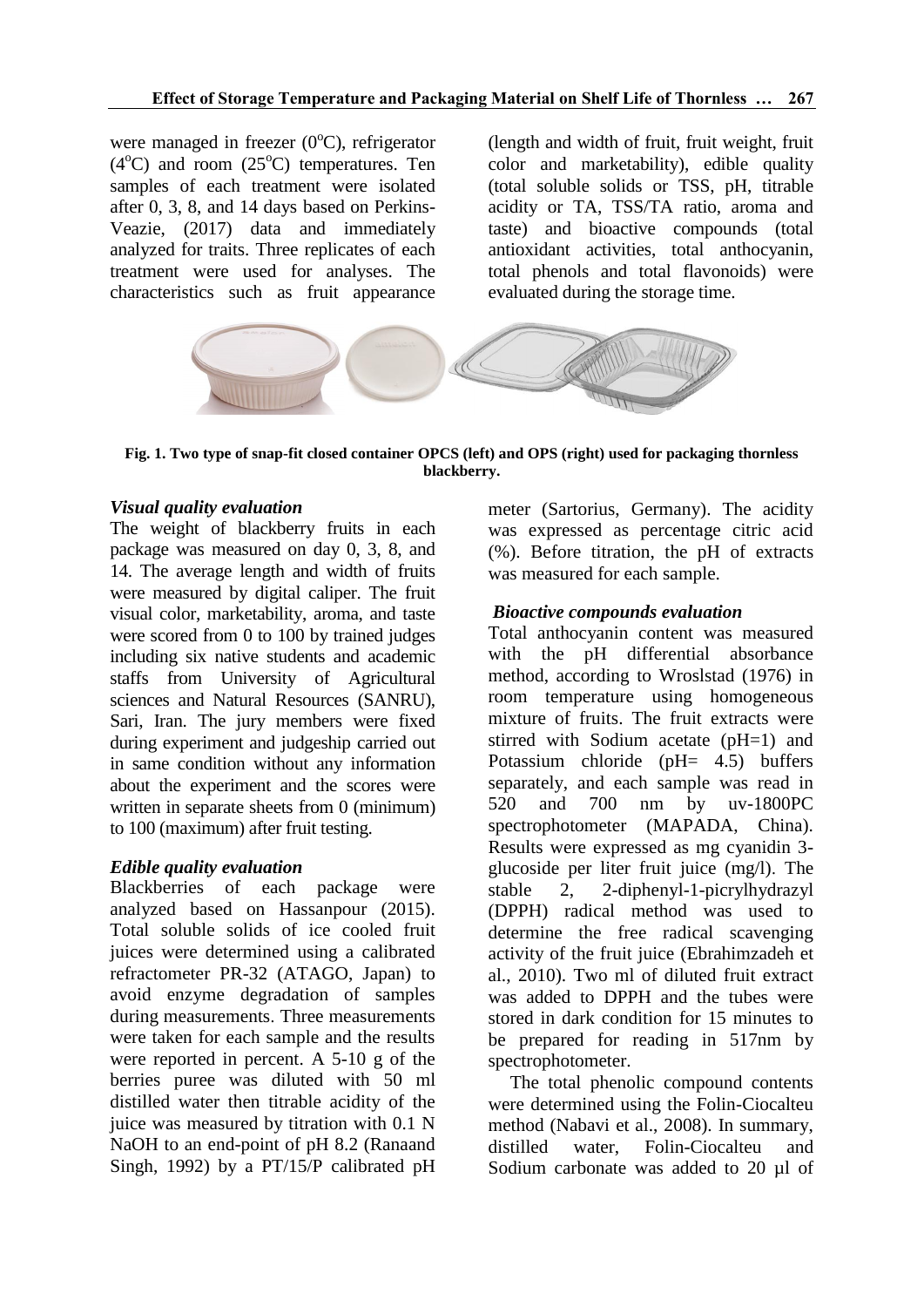were managed in freezer ($0^oC$), refrigerator ($4^oC$) and room ($25^oC$) temperatures. Ten samples of each treatment were isolated after 0, 3, 8, and 14 days based on Perkins-Veazie, (2017) data and immediately analyzed for traits. Three replicates of each treatment were used for analyses. The characteristics such as fruit appearance (length and width of fruit, fruit weight, fruit color and marketability), edible quality (total soluble solids or TSS, pH, titrable acidity or TA, TSS/TA ratio, aroma and taste) and bioactive compounds (total antioxidant activities, total anthocyanin, total phenols and total flavonoids) were evaluated during the storage time.

**Fig. 1. Two type of snap-fit closed container OPCS (left) and OPS (right) used for packaging thornless blackberry.**

### *Visual quality evaluation*

The weight of blackberry fruits in each package was measured on day 0, 3, 8, and 14. The average length and width of fruits were measured by digital caliper. The fruit visual color, marketability, aroma, and taste were scored from 0 to 100 by trained judges including six native students and academic staffs from University of Agricultural sciences and Natural Resources (SANRU), Sari, Iran. The jury members were fixed during experiment and judgeship carried out in same condition without any information about the experiment and the scores were written in separate sheets from 0 (minimum) to 100 (maximum) after fruit testing.

### *Edible quality evaluation*

Blackberries of each package were analyzed based on Hassanpour (2015). Total soluble solids of ice cooled fruit juices were determined using a calibrated refractometer PR-32 (ATAGO, Japan) to avoid enzyme degradation of samples during measurements. Three measurements were taken for each sample and the results were reported in percent. A 5-10 g of the berries puree was diluted with 50 ml distilled water then titrable acidity of the juice was measured by titration with 0.1 N NaOH to an end-point of pH 8.2 (Ranaand Singh, 1992) by a PT/15/P calibrated pH meter (Sartorius, Germany). The acidity was expressed as percentage citric acid (%). Before titration, the pH of extracts was measured for each sample.

### *Bioactive compounds evaluation*

Total anthocyanin content was measured with the pH differential absorbance method, according to Wroslstad (1976) in room temperature using homogeneous mixture of fruits. The fruit extracts were stirred with Sodium acetate (pH=1) and Potassium chloride (pH= 4.5) buffers separately, and each sample was read in 520 and 700 nm by uv-1800PC spectrophotometer (MAPADA, China). Results were expressed as mg cyanidin 3-glucoside per liter fruit juice (mg/l). The stable 2, 2-diphenyl-1-picrylhydrazyl (DPPH) radical method was used to determine the free radical scavenging activity of the fruit juice (Ebrahimzadeh et al., 2010). Two ml of diluted fruit extract was added to DPPH and the tubes were stored in dark condition for 15 minutes to be prepared for reading in 517nm by spectrophotometer.

The total phenolic compound contents were determined using the Folin-Ciocalteu method (Nabavi et al., 2008). In summary, distilled water, Folin-Ciocalteu and Sodium carbonate was added to 20 µl of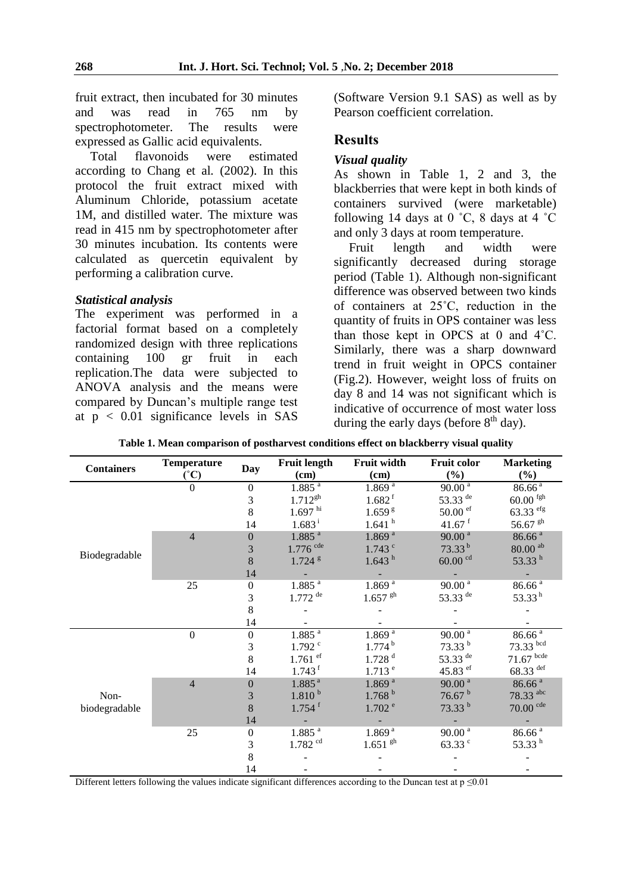fruit extract, then incubated for 30 minutes and was read in 765 nm by spectrophotometer. The results were expressed as Gallic acid equivalents.

Total flavonoids were estimated according to Chang et al. (2002). In this protocol the fruit extract mixed with Aluminum Chloride, potassium acetate 1M, and distilled water. The mixture was read in 415 nm by spectrophotometer after 30 minutes incubation. Its contents were calculated as quercetin equivalent by performing a calibration curve.

### *Statistical analysis*

The experiment was performed in a factorial format based on a completely randomized design with three replications containing 100 gr fruit in each replication.The data were subjected to ANOVA analysis and the means were compared by Duncan's multiple range test at $p < 0.01$ significance levels in SAS (Software Version 9.1 SAS) as well as by Pearson coefficient correlation.

## Results

### *Visual quality*

As shown in Table 1, 2 and 3, the blackberries that were kept in both kinds of containers survived (were marketable) following 14 days at 0 ˚C, 8 days at 4 ˚C and only 3 days at room temperature.

Fruit length and width were significantly decreased during storage period (Table 1). Although non-significant difference was observed between two kinds of containers at 25˚C, reduction in the quantity of fruits in OPS container was less than those kept in OPCS at 0 and 4˚C. Similarly, there was a sharp downward trend in fruit weight in OPCS container (Fig.2). However, weight loss of fruits on day 8 and 14 was not significant which is indicative of occurrence of most water loss during the early days (before 8$^{th}$ day).

**Table 1. Mean comparison of postharvest conditions effect on blackberry visual quality**

| Containers | Temperature (˚C) | Day | Fruit length (cm) | Fruit width (cm) | Fruit color (%) | Marketing (%) |
|---|---|---|---|---|---|---|
| Biodegradable | 0 | 0 | 1.885 $^{a}$ | 1.869 $^{a}$ | 90.00 $^{a}$ | 86.66 $^{a}$ |
| | | 3 | 1.712 $^{gh}$ | 1.682 $^{f}$ | 53.33 $^{de}$ | 60.00 $^{fgh}$ |
| | | 8 | 1.697 $^{hi}$ | 1.659 $^{g}$ | 50.00 $^{ef}$ | 63.33 $^{efg}$ |
| | | 14 | 1.683 $^{i}$ | 1.641 $^{h}$ | 41.67 $^{f}$ | 56.67 $^{gh}$ |
| | 4 | 0 | 1.885 $^{a}$ | 1.869 $^{a}$ | 90.00 $^{a}$ | 86.66 $^{a}$ |
| | | 3 | 1.776 $^{cde}$ | 1.743 $^{c}$ | 73.33 $^{b}$ | 80.00 $^{ab}$ |
| | | 8 | 1.724 $^{g}$ | 1.643 $^{h}$ | 60.00 $^{cd}$ | 53.33 $^{h}$ |
| | | 14 | - | - | - | - |
| | 25 | 0 | 1.885 $^{a}$ | 1.869 $^{a}$ | 90.00 $^{a}$ | 86.66 $^{a}$ |
| | | 3 | 1.772 $^{de}$ | 1.657 $^{gh}$ | 53.33 $^{de}$ | 53.33 $^{h}$ |
| | | 8 | - | - | - | - |
| | | 14 | - | - | - | - |
| Non-biodegradable | 0 | 0 | 1.885 $^{a}$ | 1.869 $^{a}$ | 90.00 $^{a}$ | 86.66 $^{a}$ |
| | | 3 | 1.792 $^{c}$ | 1.774 $^{b}$ | 73.33 $^{b}$ | 73.33 $^{bcd}$ |
| | | 8 | 1.761 $^{ef}$ | 1.728 $^{d}$ | 53.33 $^{de}$ | 71.67 $^{bcde}$ |
| | | 14 | 1.743 $^{f}$ | 1.713 $^{e}$ | 45.83 $^{ef}$ | 68.33 $^{def}$ |
| | 4 | 0 | 1.885 $^{a}$ | 1.869 $^{a}$ | 90.00 $^{a}$ | 86.66 $^{a}$ |
| | | 3 | 1.810 $^{b}$ | 1.768 $^{b}$ | 76.67 $^{b}$ | 78.33 $^{abc}$ |
| | | 8 | 1.754 $^{f}$ | 1.702 $^{e}$ | 73.33 $^{b}$ | 70.00 $^{cde}$ |
| | | 14 | - | - | - | - |
| | 25 | 0 | 1.885 $^{a}$ | 1.869 $^{a}$ | 90.00 $^{a}$ | 86.66 $^{a}$ |
| | | 3 | 1.782 $^{cd}$ | 1.651 $^{gh}$ | 63.33 $^{c}$ | 53.33 $^{h}$ |
| | | 8 | - | - | - | - |
| | | 14 | - | - | - | - |

Different letters following the values indicate significant differences according to the Duncan test at $p \leq 0.01$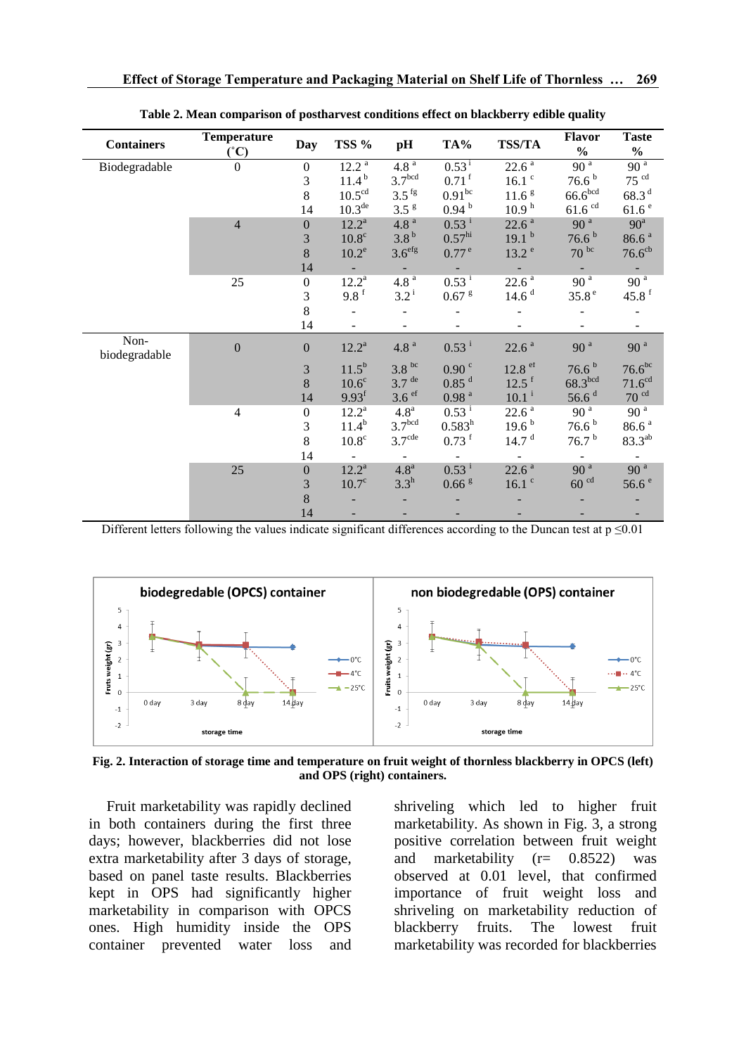**Table 2. Mean comparison of postharvest conditions effect on blackberry edible quality**

| Containers | Temperature (˚C) | Day | TSS % | pH | TA% | TSS/TA | Flavor % | Taste % |
|---|---|---|---|---|---|---|---|---|
| Biodegradable | 0 | 0 | 12.2 [a] | 4.8 [a] | 0.53 [i] | 22.6 [a] | 90 [a] | 90 [a] |
| | | 3 | 11.4 [b] | 3.7 [bcd] | 0.71 [f] | 16.1 [c] | 76.6 [b] | 75 [cd] |
| | | 8 | 10.5 [cd] | 3.5 [fg] | 0.91 [bc] | 11.6 [g] | 66.6 [bcd] | 68.3 [d] |
| | | 14 | 10.3 [de] | 3.5 [g] | 0.94 [b] | 10.9 [h] | 61.6 [cd] | 61.6 [e] |
| | 4 | 0 | 12.2 [a] | 4.8 [a] | 0.53 [i] | 22.6 [a] | 90 [a] | 90 [a] |
| | | 3 | 10.8 [c] | 3.8 [b] | 0.57 [hi] | 19.1 [b] | 76.6 [b] | 86.6 [a] |
| | | 8 | 10.2 [e] | 3.6 [efg] | 0.77 [e] | 13.2 [e] | 70 [bc] | 76.6 [cb] |
| | | 14 | - | - | - | - | - | - |
| | 25 | 0 | 12.2 [a] | 4.8 [a] | 0.53 [i] | 22.6 [a] | 90 [a] | 90 [a] |
| | | 3 | 9.8 [f] | 3.2 [i] | 0.67 [g] | 14.6 [d] | 35.8 [e] | 45.8 [f] |
| | | 8 | - | - | - | - | - | - |
| | | 14 | - | - | - | - | - | - |
| Non-biodegradable | 0 | 0 | 12.2 [a] | 4.8 [a] | 0.53 [i] | 22.6 [a] | 90 [a] | 90 [a] |
| | | 3 | 11.5 [b] | 3.8 [bc] | 0.90 [c] | 12.8 [ef] | 76.6 [b] | 76.6 [bc] |
| | | 8 | 10.6 [c] | 3.7 [de] | 0.85 [d] | 12.5 [f] | 68.3 [bcd] | 71.6 [cd] |
| | | 14 | 9.93 [f] | 3.6 [ef] | 0.98 [a] | 10.1 [i] | 56.6 [d] | 70 [cd] |
| | 4 | 0 | 12.2 [a] | 4.8 [a] | 0.53 [i] | 22.6 [a] | 90 [a] | 90 [a] |
| | | 3 | 11.4 [b] | 3.7 [bcd] | 0.583 [h] | 19.6 [b] | 76.6 [b] | 86.6 [a] |
| | | 8 | 10.8 [c] | 3.7 [cde] | 0.73 [f] | 14.7 [d] | 76.7 [b] | 83.3 [ab] |
| | | 14 | - | - | - | - | - | - |
| | 25 | 0 | 12.2 [a] | 4.8 [a] | 0.53 [i] | 22.6 [a] | 90 [a] | 90 [a] |
| | | 3 | 10.7 [c] | 3.3 [h] | 0.66 [g] | 16.1 [c] | 60 [cd] | 56.6 [e] |
| | | 8 | - | - | - | - | - | - |
| | | 14 | - | - | - | - | - | - |

Different letters following the values indicate significant differences according to the Duncan test at $p \leq 0.01$

**Fig. 2. Interaction of storage time and temperature on fruit weight of thornless blackberry in OPCS (left) and OPS (right) containers.**

Fruit marketability was rapidly declined in both containers during the first three days; however, blackberries did not lose extra marketability after 3 days of storage, based on panel taste results. Blackberries kept in OPS had significantly higher marketability in comparison with OPCS ones. High humidity inside the OPS container prevented water loss and shriveling which led to higher fruit marketability. As shown in Fig. 3, a strong positive correlation between fruit weight and marketability (r= 0.8522) was observed at 0.01 level, that confirmed importance of fruit weight loss and shriveling on marketability reduction of blackberry fruits. The lowest fruit marketability was recorded for blackberries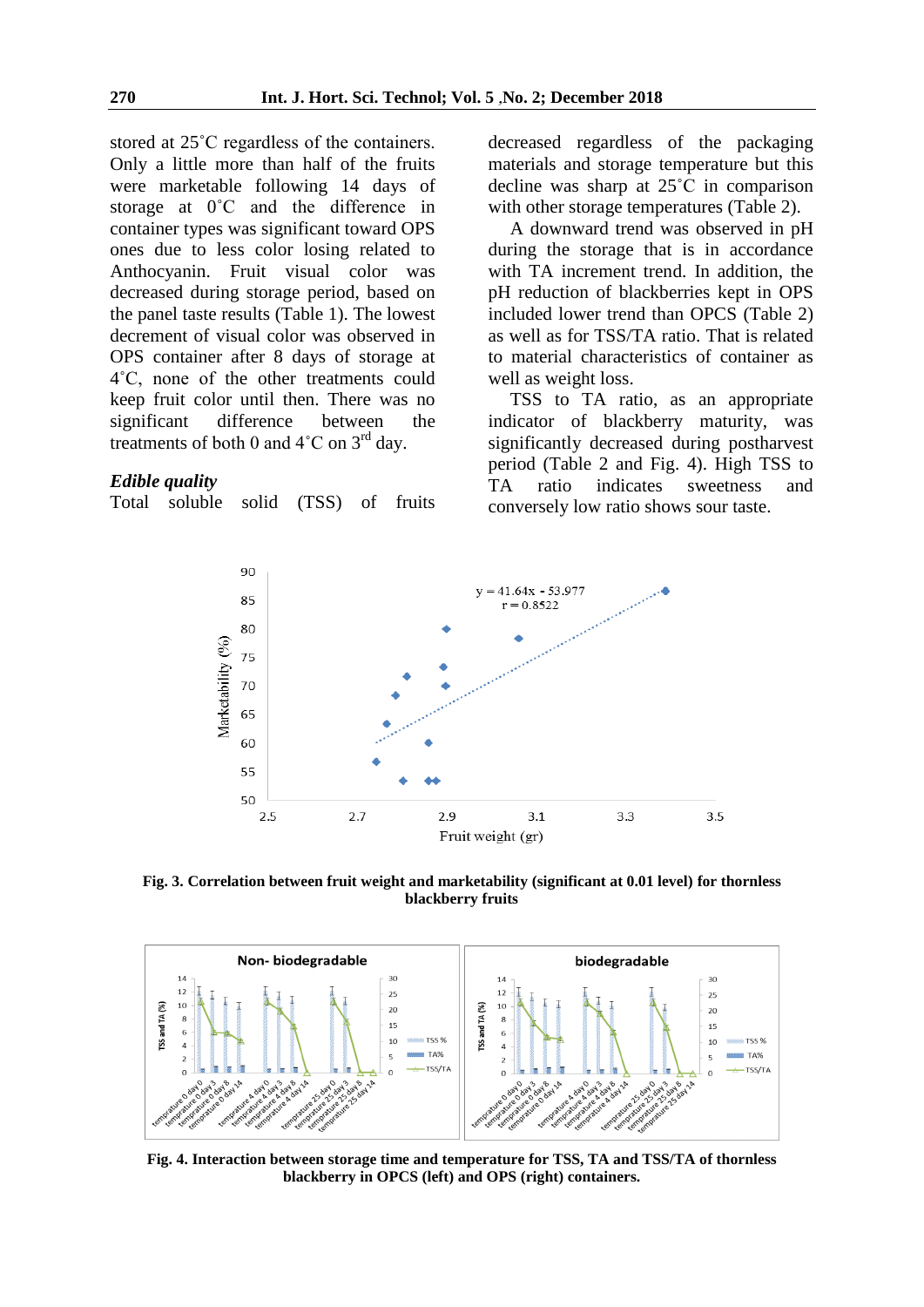stored at 25˚C regardless of the containers. Only a little more than half of the fruits were marketable following 14 days of storage at 0˚C and the difference in container types was significant toward OPS ones due to less color losing related to Anthocyanin. Fruit visual color was decreased during storage period, based on the panel taste results (Table 1). The lowest decrement of visual color was observed in OPS container after 8 days of storage at 4˚C, none of the other treatments could keep fruit color until then. There was no significant difference between the treatments of both 0 and 4˚C on 3rd day.

### *Edible quality*

Total soluble solid (TSS) of fruits decreased regardless of the packaging materials and storage temperature but this decline was sharp at 25˚C in comparison with other storage temperatures (Table 2).

A downward trend was observed in pH during the storage that is in accordance with TA increment trend. In addition, the pH reduction of blackberries kept in OPS included lower trend than OPCS (Table 2) as well as for TSS/TA ratio. That is related to material characteristics of container as well as weight loss.

TSS to TA ratio, as an appropriate indicator of blackberry maturity, was significantly decreased during postharvest period (Table 2 and Fig. 4). High TSS to TA ratio indicates sweetness and conversely low ratio shows sour taste.

**Fig. 3. Correlation between fruit weight and marketability (significant at 0.01 level) for thornless blackberry fruits**

**Fig. 4. Interaction between storage time and temperature for TSS, TA and TSS/TA of thornless blackberry in OPCS (left) and OPS (right) containers.**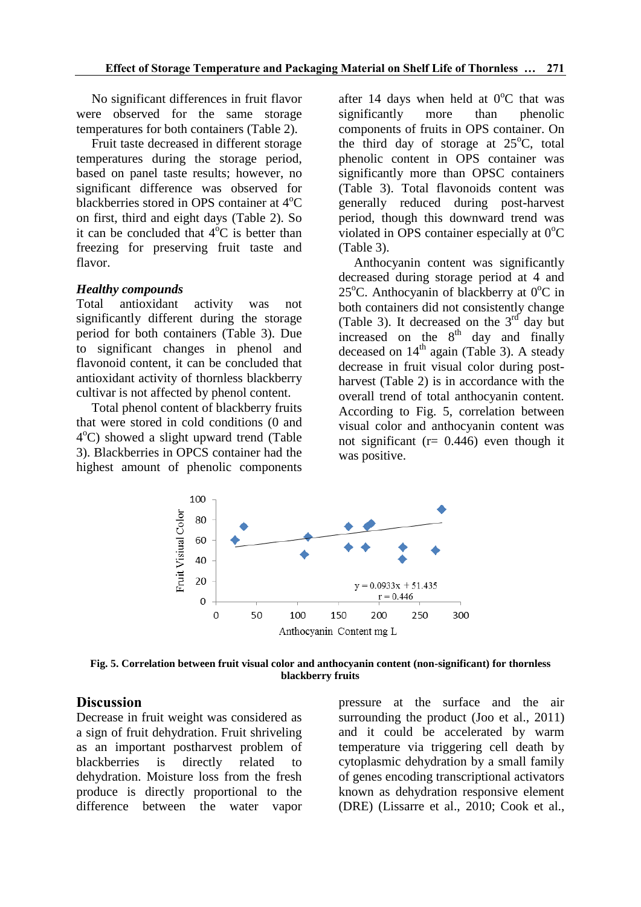No significant differences in fruit flavor were observed for the same storage temperatures for both containers (Table 2).

Fruit taste decreased in different storage temperatures during the storage period, based on panel taste results; however, no significant difference was observed for blackberries stored in OPS container at 4°C on first, third and eight days (Table 2). So it can be concluded that 4°C is better than freezing for preserving fruit taste and flavor.

### *Healthy compounds*

Total antioxidant activity was not significantly different during the storage period for both containers (Table 3). Due to significant changes in phenol and flavonoid content, it can be concluded that antioxidant activity of thornless blackberry cultivar is not affected by phenol content.

Total phenol content of blackberry fruits that were stored in cold conditions (0 and 4°C) showed a slight upward trend (Table 3). Blackberries in OPCS container had the highest amount of phenolic components after 14 days when held at 0°C that was significantly more than phenolic components of fruits in OPS container. On the third day of storage at 25°C, total phenolic content in OPS container was significantly more than OPSC containers (Table 3). Total flavonoids content was generally reduced during post-harvest period, though this downward trend was violated in OPS container especially at 0°C (Table 3).

Anthocyanin content was significantly decreased during storage period at 4 and 25°C. Anthocyanin of blackberry at 0°C in both containers did not consistently change (Table 3). It decreased on the 3rd day but increased on the 8th day and finally deceased on 14th again (Table 3). A steady decrease in fruit visual color during post-harvest (Table 2) is in accordance with the overall trend of total anthocyanin content. According to Fig. 5, correlation between visual color and anthocyanin content was not significant (r= 0.446) even though it was positive.

**Fig. 5. Correlation between fruit visual color and anthocyanin content (non-significant) for thornless blackberry fruits**

## Discussion

Decrease in fruit weight was considered as a sign of fruit dehydration. Fruit shriveling as an important postharvest problem of blackberries is directly related to dehydration. Moisture loss from the fresh produce is directly proportional to the difference between the water vapor pressure at the surface and the air surrounding the product (Joo et al., 2011) and it could be accelerated by warm temperature via triggering cell death by cytoplasmic dehydration by a small family of genes encoding transcriptional activators known as dehydration responsive element (DRE) (Lissarre et al., 2010; Cook et al.,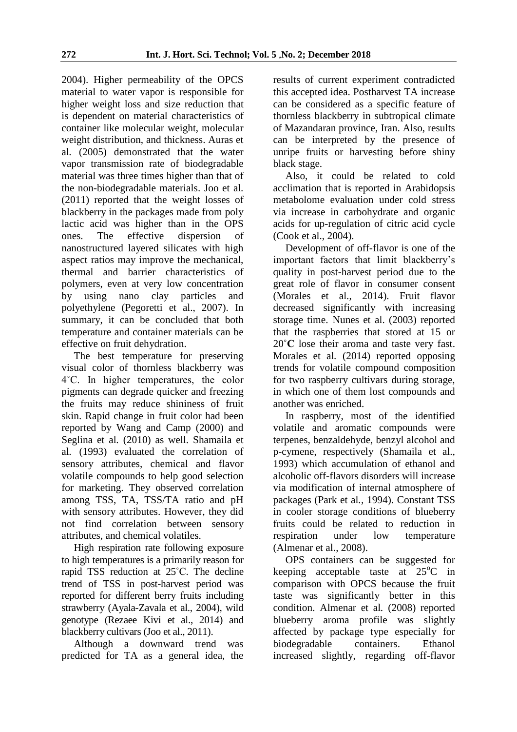2004). Higher permeability of the OPCS material to water vapor is responsible for higher weight loss and size reduction that is dependent on material characteristics of container like molecular weight, molecular weight distribution, and thickness. Auras et al. (2005) demonstrated that the water vapor transmission rate of biodegradable material was three times higher than that of the non-biodegradable materials. Joo et al. (2011) reported that the weight losses of blackberry in the packages made from poly lactic acid was higher than in the OPS ones. The effective dispersion of nanostructured layered silicates with high aspect ratios may improve the mechanical, thermal and barrier characteristics of polymers, even at very low concentration by using nano clay particles and polyethylene (Pegoretti et al., 2007). In summary, it can be concluded that both temperature and container materials can be effective on fruit dehydration.

The best temperature for preserving visual color of thornless blackberry was 4˚C. In higher temperatures, the color pigments can degrade quicker and freezing the fruits may reduce shininess of fruit skin. Rapid change in fruit color had been reported by Wang and Camp (2000) and Seglina et al. (2010) as well. Shamaila et al. (1993) evaluated the correlation of sensory attributes, chemical and flavor volatile compounds to help good selection for marketing. They observed correlation among TSS, TA, TSS/TA ratio and pH with sensory attributes. However, they did not find correlation between sensory attributes, and chemical volatiles.

High respiration rate following exposure to high temperatures is a primarily reason for rapid TSS reduction at 25˚C. The decline trend of TSS in post-harvest period was reported for different berry fruits including strawberry (Ayala-Zavala et al., 2004), wild genotype (Rezaee Kivi et al., 2014) and blackberry cultivars (Joo et al., 2011).

Although a downward trend was predicted for TA as a general idea, the results of current experiment contradicted this accepted idea. Postharvest TA increase can be considered as a specific feature of thornless blackberry in subtropical climate of Mazandaran province, Iran. Also, results can be interpreted by the presence of unripe fruits or harvesting before shiny black stage.

Also, it could be related to cold acclimation that is reported in Arabidopsis metabolome evaluation under cold stress via increase in carbohydrate and organic acids for up-regulation of citric acid cycle (Cook et al., 2004).

Development of off-flavor is one of the important factors that limit blackberry's quality in post-harvest period due to the great role of flavor in consumer consent (Morales et al., 2014). Fruit flavor decreased significantly with increasing storage time. Nunes et al. (2003) reported that the raspberries that stored at 15 or 20˚**C** lose their aroma and taste very fast. Morales et al. (2014) reported opposing trends for volatile compound composition for two raspberry cultivars during storage, in which one of them lost compounds and another was enriched.

In raspberry, most of the identified volatile and aromatic compounds were terpenes, benzaldehyde, benzyl alcohol and p-cymene, respectively (Shamaila et al., 1993) which accumulation of ethanol and alcoholic off-flavors disorders will increase via modification of internal atmosphere of packages (Park et al., 1994). Constant TSS in cooler storage conditions of blueberry fruits could be related to reduction in respiration under low temperature (Almenar et al., 2008).

OPS containers can be suggested for keeping acceptable taste at 25$^{o}$C in comparison with OPCS because the fruit taste was significantly better in this condition. Almenar et al. (2008) reported blueberry aroma profile was slightly affected by package type especially for biodegradable containers. Ethanol increased slightly, regarding off-flavor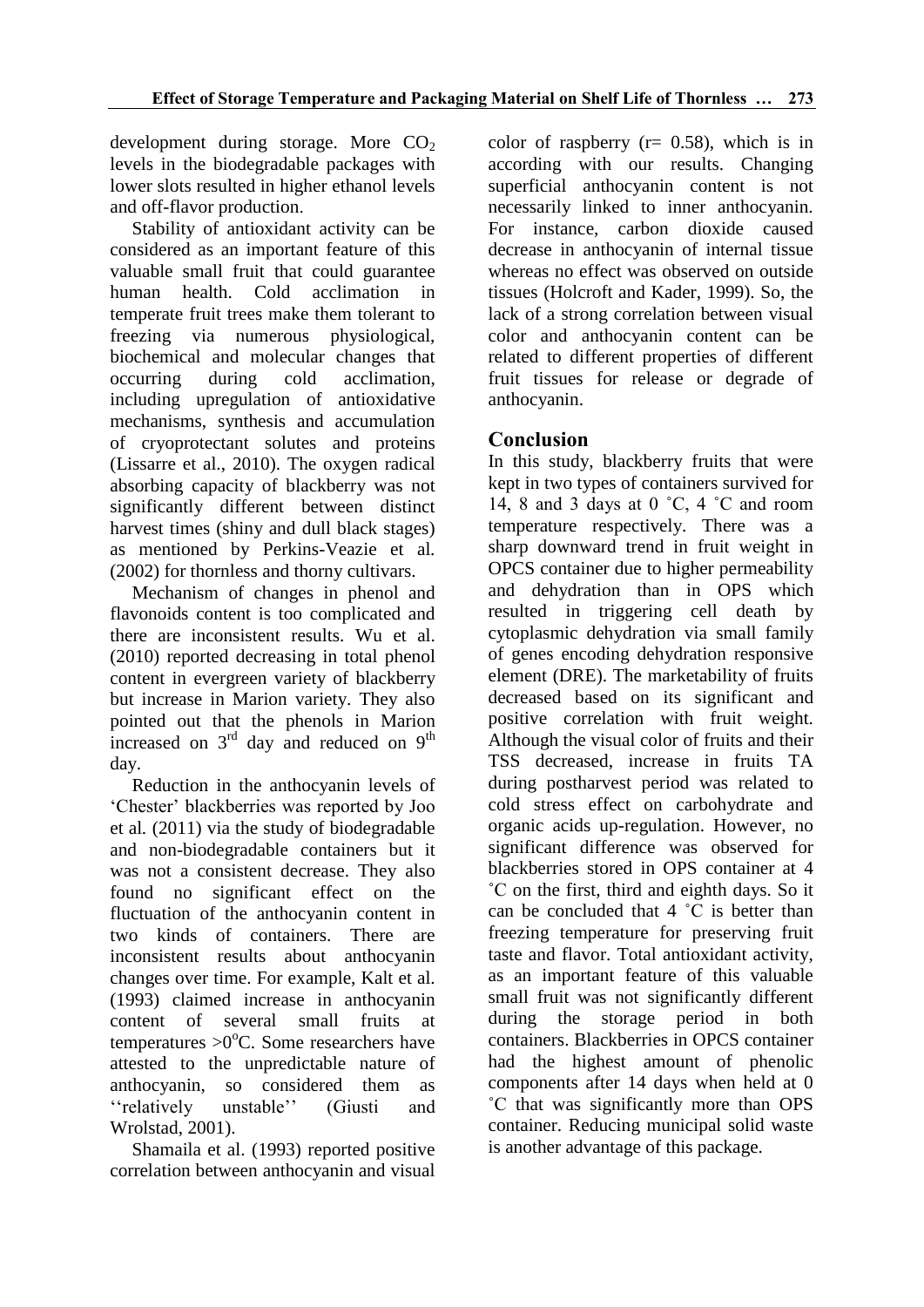development during storage. More $CO_2$ levels in the biodegradable packages with lower slots resulted in higher ethanol levels and off-flavor production.

Stability of antioxidant activity can be considered as an important feature of this valuable small fruit that could guarantee human health. Cold acclimation in temperate fruit trees make them tolerant to freezing via numerous physiological, biochemical and molecular changes that occurring during cold acclimation, including upregulation of antioxidative mechanisms, synthesis and accumulation of cryoprotectant solutes and proteins (Lissarre et al., 2010). The oxygen radical absorbing capacity of blackberry was not significantly different between distinct harvest times (shiny and dull black stages) as mentioned by Perkins-Veazie et al. (2002) for thornless and thorny cultivars.

Mechanism of changes in phenol and flavonoids content is too complicated and there are inconsistent results. Wu et al. (2010) reported decreasing in total phenol content in evergreen variety of blackberry but increase in Marion variety. They also pointed out that the phenols in Marion increased on 3rd day and reduced on 9th day.

Reduction in the anthocyanin levels of 'Chester' blackberries was reported by Joo et al. (2011) via the study of biodegradable and non-biodegradable containers but it was not a consistent decrease. They also found no significant effect on the fluctuation of the anthocyanin content in two kinds of containers. There are inconsistent results about anthocyanin changes over time. For example, Kalt et al. (1993) claimed increase in anthocyanin content of several small fruits at temperatures $>0^{o}C$. Some researchers have attested to the unpredictable nature of anthocyanin, so considered them as ''relatively unstable'' (Giusti and Wrolstad, 2001).

Shamaila et al. (1993) reported positive correlation between anthocyanin and visual color of raspberry (r= 0.58), which is in according with our results. Changing superficial anthocyanin content is not necessarily linked to inner anthocyanin. For instance, carbon dioxide caused decrease in anthocyanin of internal tissue whereas no effect was observed on outside tissues (Holcroft and Kader, 1999). So, the lack of a strong correlation between visual color and anthocyanin content can be related to different properties of different fruit tissues for release or degrade of anthocyanin.

## Conclusion

In this study, blackberry fruits that were kept in two types of containers survived for 14, 8 and 3 days at 0 ˚C, 4 ˚C and room temperature respectively. There was a sharp downward trend in fruit weight in OPCS container due to higher permeability and dehydration than in OPS which resulted in triggering cell death by cytoplasmic dehydration via small family of genes encoding dehydration responsive element (DRE). The marketability of fruits decreased based on its significant and positive correlation with fruit weight. Although the visual color of fruits and their TSS decreased, increase in fruits TA during postharvest period was related to cold stress effect on carbohydrate and organic acids up-regulation. However, no significant difference was observed for blackberries stored in OPS container at 4 ˚C on the first, third and eighth days. So it can be concluded that 4 ˚C is better than freezing temperature for preserving fruit taste and flavor. Total antioxidant activity, as an important feature of this valuable small fruit was not significantly different during the storage period in both containers. Blackberries in OPCS container had the highest amount of phenolic components after 14 days when held at 0 ˚C that was significantly more than OPS container. Reducing municipal solid waste is another advantage of this package.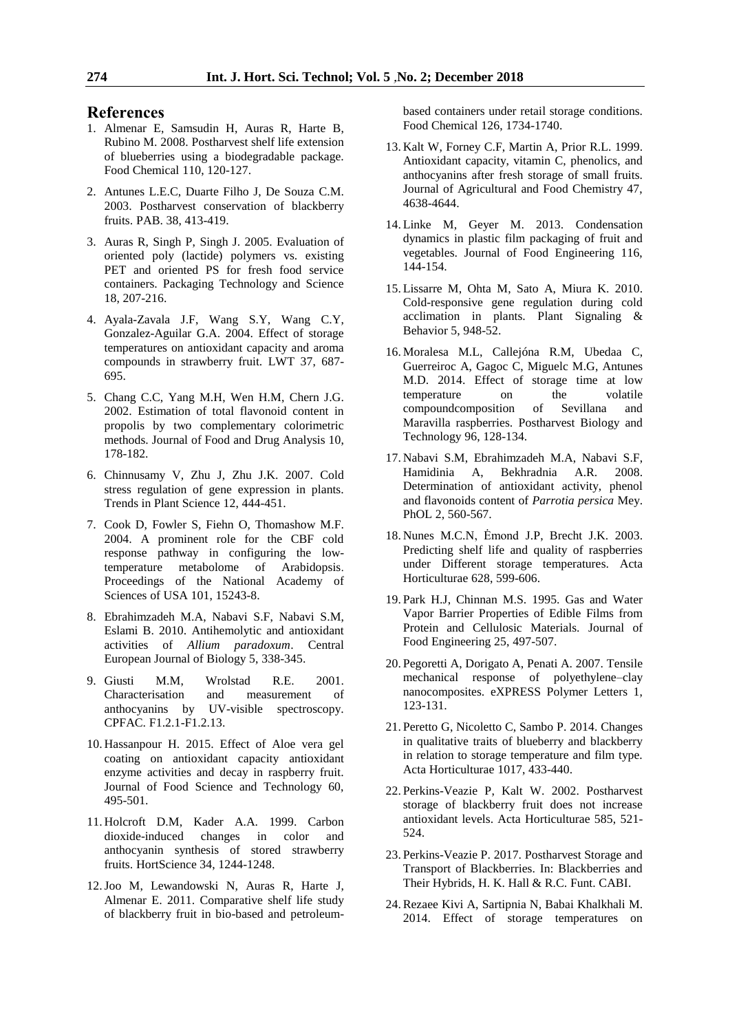## References

1. Almenar E, Samsudin H, Auras R, Harte B, Rubino M. 2008. Postharvest shelf life extension of blueberries using a biodegradable package. Food Chemical 110, 120-127.

2. Antunes L.E.C, Duarte Filho J, De Souza C.M. 2003. Postharvest conservation of blackberry fruits. PAB. 38, 413-419.

3. Auras R, Singh P, Singh J. 2005. Evaluation of oriented poly (lactide) polymers vs. existing PET and oriented PS for fresh food service containers. Packaging Technology and Science 18, 207-216.

4. Ayala-Zavala J.F, Wang S.Y, Wang C.Y, Gonzalez-Aguilar G.A. 2004. Effect of storage temperatures on antioxidant capacity and aroma compounds in strawberry fruit. LWT 37, 687-695.

5. Chang C.C, Yang M.H, Wen H.M, Chern J.G. 2002. Estimation of total flavonoid content in propolis by two complementary colorimetric methods. Journal of Food and Drug Analysis 10, 178-182.

6. Chinnusamy V, Zhu J, Zhu J.K. 2007. Cold stress regulation of gene expression in plants. Trends in Plant Science 12, 444-451.

7. Cook D, Fowler S, Fiehn O, Thomashow M.F. 2004. A prominent role for the CBF cold response pathway in configuring the low-temperature metabolome of Arabidopsis. Proceedings of the National Academy of Sciences of USA 101, 15243-8.

8. Ebrahimzadeh M.A, Nabavi S.F, Nabavi S.M, Eslami B. 2010. Antihemolytic and antioxidant activities of *Allium paradoxum*. Central European Journal of Biology 5, 338-345.

9. Giusti M.M, Wrolstad R.E. 2001. Characterisation and measurement of anthocyanins by UV-visible spectroscopy. CPFAC. F1.2.1-F1.2.13.

10. Hassanpour H. 2015. Effect of Aloe vera gel coating on antioxidant capacity antioxidant enzyme activities and decay in raspberry fruit. Journal of Food Science and Technology 60, 495-501.

11. Holcroft D.M, Kader A.A. 1999. Carbon dioxide-induced changes in color and anthocyanin synthesis of stored strawberry fruits. HortScience 34, 1244-1248.

12. Joo M, Lewandowski N, Auras R, Harte J, Almenar E. 2011. Comparative shelf life study of blackberry fruit in bio-based and petroleum-based containers under retail storage conditions. Food Chemical 126, 1734-1740.

13. Kalt W, Forney C.F, Martin A, Prior R.L. 1999. Antioxidant capacity, vitamin C, phenolics, and anthocyanins after fresh storage of small fruits. Journal of Agricultural and Food Chemistry 47, 4638-4644.

14. Linke M, Geyer M. 2013. Condensation dynamics in plastic film packaging of fruit and vegetables. Journal of Food Engineering 116, 144-154.

15. Lissarre M, Ohta M, Sato A, Miura K. 2010. Cold-responsive gene regulation during cold acclimation in plants. Plant Signaling & Behavior 5, 948-52.

16. Moralesa M.L, Callejóna R.M, Ubedaa C, Guerreiroc A, Gagoc C, Miguelc M.G, Antunes M.D. 2014. Effect of storage time at low temperature on the volatile compoundcomposition of Sevillana and Maravilla raspberries. Postharvest Biology and Technology 96, 128-134.

17. Nabavi S.M, Ebrahimzadeh M.A, Nabavi S.F, Hamidinia A, Bekhradnia A.R. 2008. Determination of antioxidant activity, phenol and flavonoids content of *Parrotia persica* Mey. PhOL 2, 560-567.

18. Nunes M.C.N, Ėmond J.P, Brecht J.K. 2003. Predicting shelf life and quality of raspberries under Different storage temperatures. Acta Horticulturae 628, 599-606.

19. Park H.J, Chinnan M.S. 1995. Gas and Water Vapor Barrier Properties of Edible Films from Protein and Cellulosic Materials. Journal of Food Engineering 25, 497-507.

20. Pegoretti A, Dorigato A, Penati A. 2007. Tensile mechanical response of polyethylene–clay nanocomposites. eXPRESS Polymer Letters 1, 123-131.

21. Peretto G, Nicoletto C, Sambo P. 2014. Changes in qualitative traits of blueberry and blackberry in relation to storage temperature and film type. Acta Horticulturae 1017, 433-440.

22. Perkins-Veazie P, Kalt W. 2002. Postharvest storage of blackberry fruit does not increase antioxidant levels. Acta Horticulturae 585, 521-524.

23. Perkins-Veazie P. 2017. Postharvest Storage and Transport of Blackberries. In: Blackberries and Their Hybrids, H. K. Hall & R.C. Funt. CABI.

24. Rezaee Kivi A, Sartipnia N, Babai Khalkhali M. 2014. Effect of storage temperatures on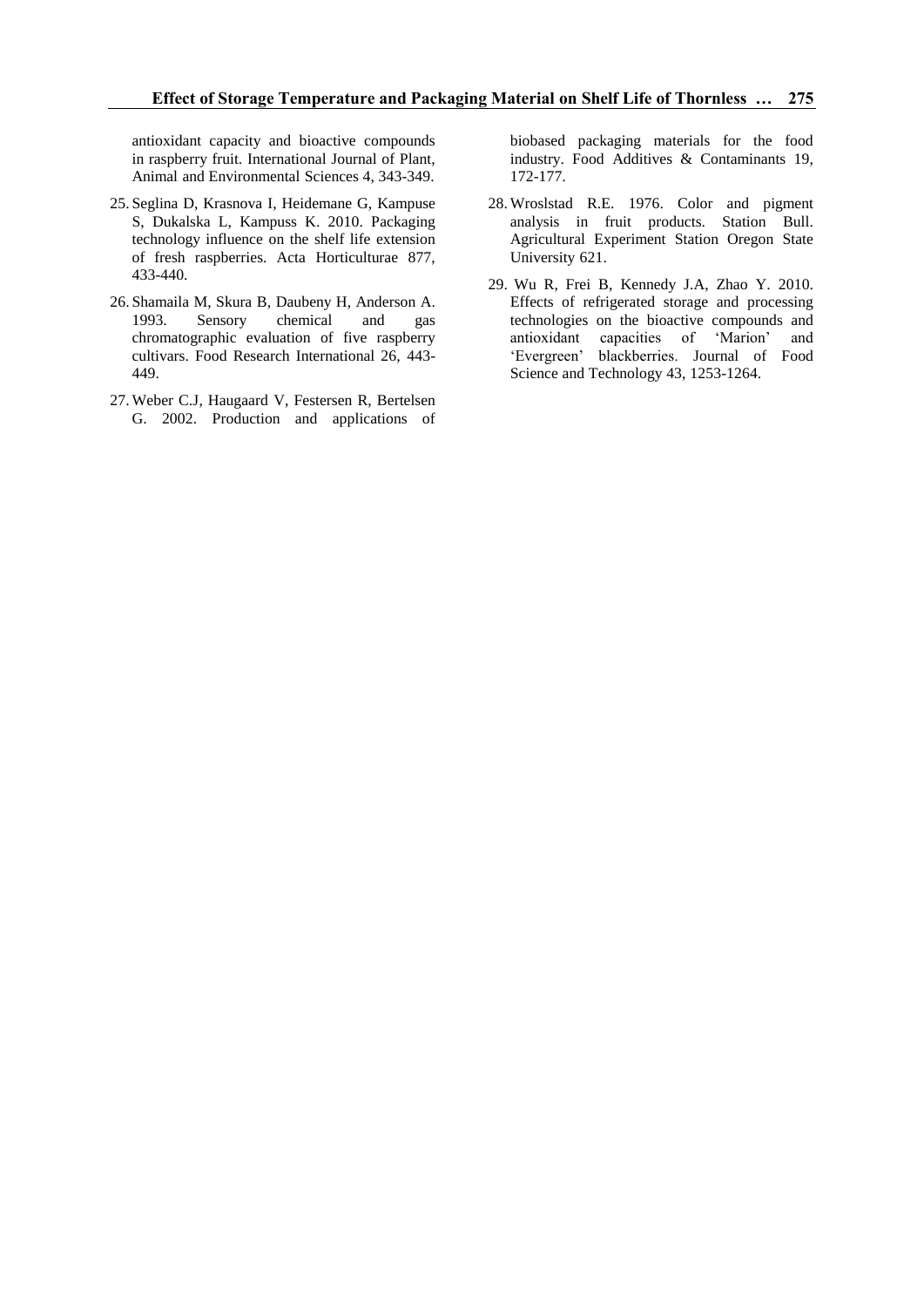antioxidant capacity and bioactive compounds in raspberry fruit. International Journal of Plant, Animal and Environmental Sciences 4, 343-349.

25. Seglina D, Krasnova I, Heidemane G, Kampuse S, Dukalska L, Kampuss K. 2010. Packaging technology influence on the shelf life extension of fresh raspberries. Acta Horticulturae 877, 433-440.

26. Shamaila M, Skura B, Daubeny H, Anderson A. 1993. Sensory chemical and gas chromatographic evaluation of five raspberry cultivars. Food Research International 26, 443-449.

27. Weber C.J, Haugaard V, Festersen R, Bertelsen G. 2002. Production and applications of biobased packaging materials for the food industry. Food Additives & Contaminants 19, 172-177.

28. Wroslstad R.E. 1976. Color and pigment analysis in fruit products. Station Bull. Agricultural Experiment Station Oregon State University 621.

29. Wu R, Frei B, Kennedy J.A, Zhao Y. 2010. Effects of refrigerated storage and processing technologies on the bioactive compounds and antioxidant capacities of 'Marion' and 'Evergreen' blackberries. Journal of Food Science and Technology 43, 1253-1264.